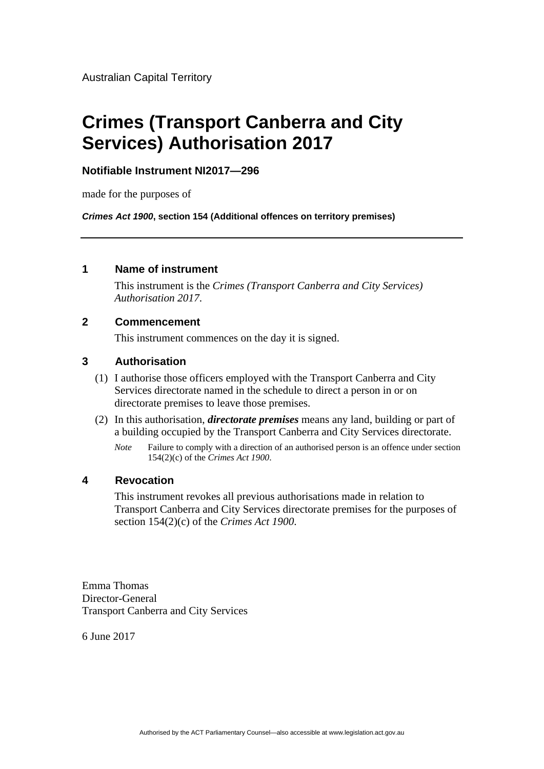Australian Capital Territory

# Crimes (Transport Canberra and City Services) Authorisation 2017

**Notifiable Instrument NI2017—296**

made for the purposes of

***Crimes Act 1900*, section 154 (Additional offences on territory premises)**

---

## 1 Name of instrument

This instrument is the *Crimes (Transport Canberra and City Services) Authorisation 2017*.

## 2 Commencement

This instrument commences on the day it is signed.

## 3 Authorisation

(1) I authorise those officers employed with the Transport Canberra and City Services directorate named in the schedule to direct a person in or on directorate premises to leave those premises.

(2) In this authorisation, ***directorate premises*** means any land, building or part of a building occupied by the Transport Canberra and City Services directorate.

*Note* Failure to comply with a direction of an authorised person is an offence under section 154(2)(c) of the *Crimes Act 1900*.

## 4 Revocation

This instrument revokes all previous authorisations made in relation to Transport Canberra and City Services directorate premises for the purposes of section 154(2)(c) of the *Crimes Act 1900*.

Emma Thomas
Director-General
Transport Canberra and City Services

6 June 2017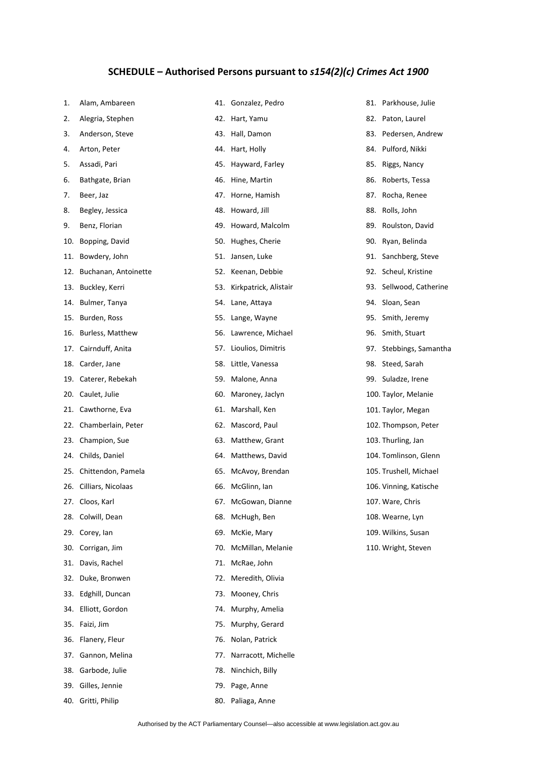## SCHEDULE – Authorised Persons pursuant to *s154(2)(c) Crimes Act 1900*

1. Alam, Ambareen
2. Alegria, Stephen
3. Anderson, Steve
4. Arton, Peter
5. Assadi, Pari
6. Bathgate, Brian
7. Beer, Jaz
8. Begley, Jessica
9. Benz, Florian
10. Bopping, David
11. Bowdery, John
12. Buchanan, Antoinette
13. Buckley, Kerri
14. Bulmer, Tanya
15. Burden, Ross
16. Burless, Matthew
17. Cairnduff, Anita
18. Carder, Jane
19. Caterer, Rebekah
20. Caulet, Julie
21. Cawthorne, Eva
22. Chamberlain, Peter
23. Champion, Sue
24. Childs, Daniel
25. Chittendon, Pamela
26. Cilliars, Nicolaas
27. Cloos, Karl
28. Colwill, Dean
29. Corey, Ian
30. Corrigan, Jim
31. Davis, Rachel
32. Duke, Bronwen
33. Edghill, Duncan
34. Elliott, Gordon
35. Faizi, Jim
36. Flanery, Fleur
37. Gannon, Melina
38. Garbode, Julie
39. Gilles, Jennie
40. Gritti, Philip
41. Gonzalez, Pedro
42. Hart, Yamu
43. Hall, Damon
44. Hart, Holly
45. Hayward, Farley
46. Hine, Martin
47. Horne, Hamish
48. Howard, Jill
49. Howard, Malcolm
50. Hughes, Cherie
51. Jansen, Luke
52. Keenan, Debbie
53. Kirkpatrick, Alistair
54. Lane, Attaya
55. Lange, Wayne
56. Lawrence, Michael
57. Lioulios, Dimitris
58. Little, Vanessa
59. Malone, Anna
60. Maroney, Jaclyn
61. Marshall, Ken
62. Mascord, Paul
63. Matthew, Grant
64. Matthews, David
65. McAvoy, Brendan
66. McGlinn, Ian
67. McGowan, Dianne
68. McHugh, Ben
69. McKie, Mary
70. McMillan, Melanie
71. McRae, John
72. Meredith, Olivia
73. Mooney, Chris
74. Murphy, Amelia
75. Murphy, Gerard
76. Nolan, Patrick
77. Narracott, Michelle
78. Ninchich, Billy
79. Page, Anne
80. Paliaga, Anne
81. Parkhouse, Julie
82. Paton, Laurel
83. Pedersen, Andrew
84. Pulford, Nikki
85. Riggs, Nancy
86. Roberts, Tessa
87. Rocha, Renee
88. Rolls, John
89. Roulston, David
90. Ryan, Belinda
91. Sanchberg, Steve
92. Scheul, Kristine
93. Sellwood, Catherine
94. Sloan, Sean
95. Smith, Jeremy
96. Smith, Stuart
97. Stebbings, Samantha
98. Steed, Sarah
99. Suladze, Irene
100. Taylor, Melanie
101. Taylor, Megan
102. Thompson, Peter
103. Thurling, Jan
104. Tomlinson, Glenn
105. Trushell, Michael
106. Vinning, Katische
107. Ware, Chris
108. Wearne, Lyn
109. Wilkins, Susan
110. Wright, Steven